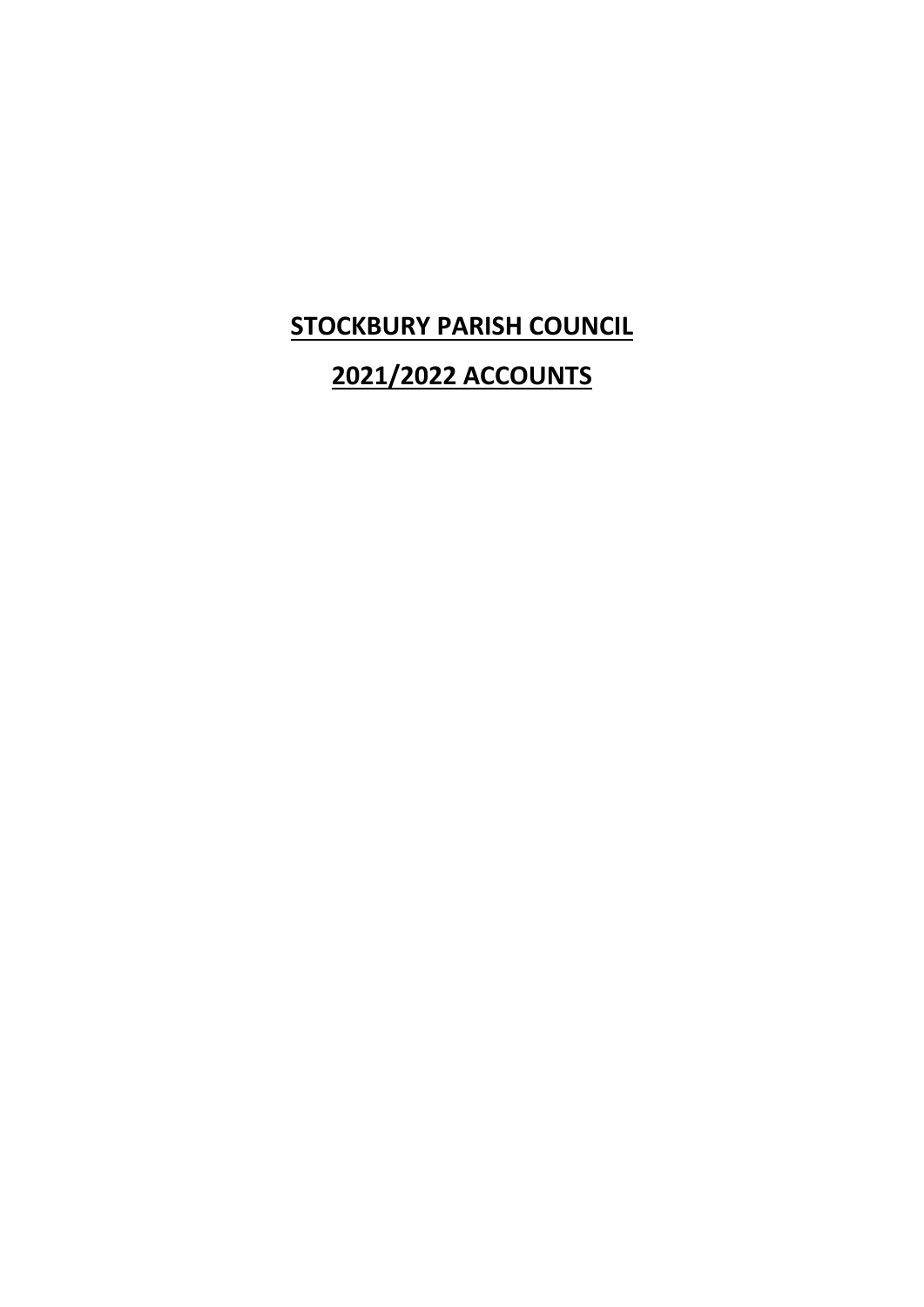# STOCKBURY PARISH COUNCIL

# 2021/2022 ACCOUNTS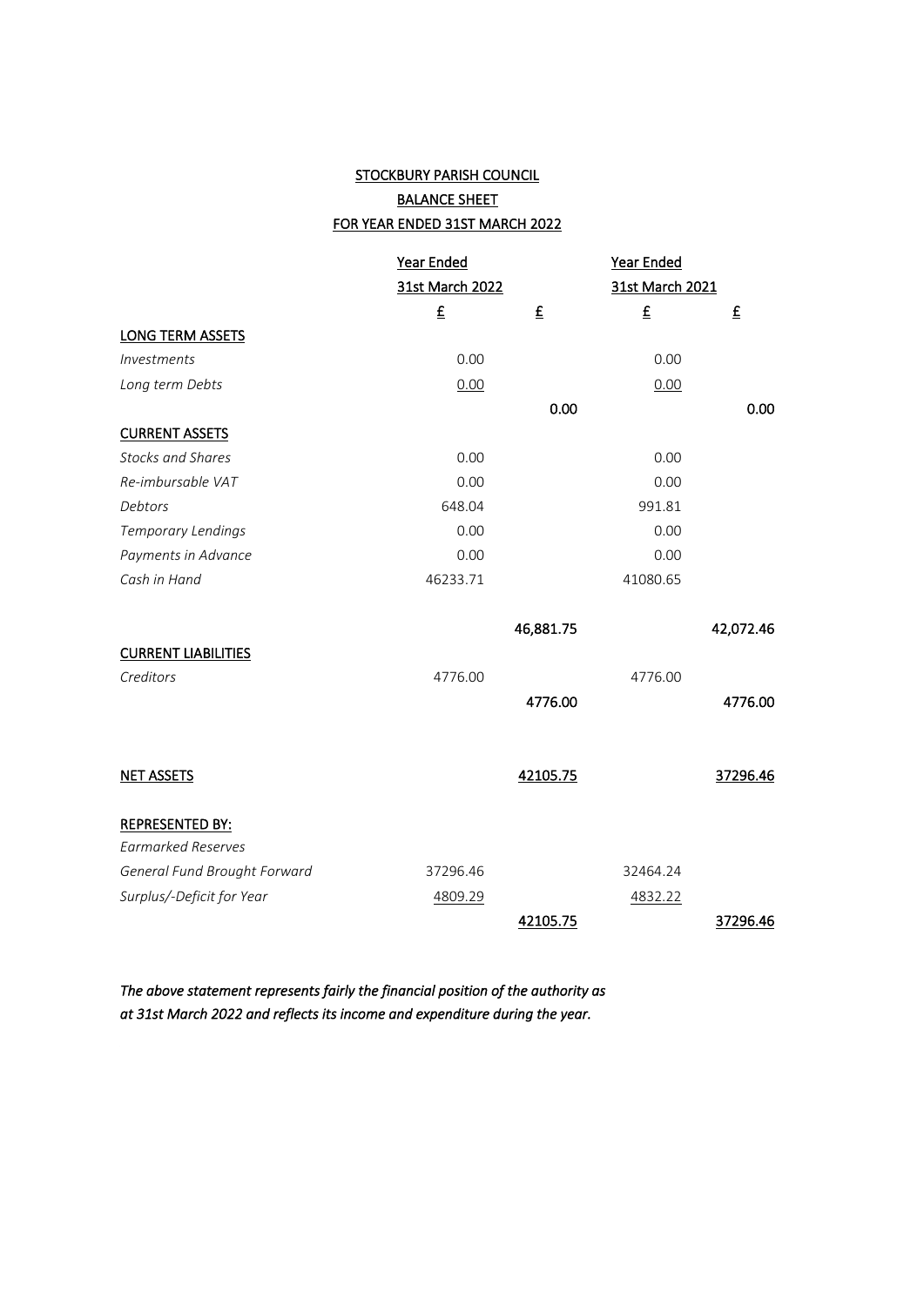# STOCKBURY PARISH COUNCIL
## BALANCE SHEET
## FOR YEAR ENDED 31ST MARCH 2022

| | Year Ended 31st March 2022 | | Year Ended 31st March 2021 | |
|---|---|---|---|---|
| | £ | £ | £ | £ |
| **LONG TERM ASSETS** | | | | |
| *Investments* | 0.00 | | 0.00 | |
| *Long term Debts* | 0.00 | | 0.00 | |
| | | **0.00** | | **0.00** |
| **CURRENT ASSETS** | | | | |
| *Stocks and Shares* | 0.00 | | 0.00 | |
| *Re-imbursable VAT* | 0.00 | | 0.00 | |
| *Debtors* | 648.04 | | 991.81 | |
| *Temporary Lendings* | 0.00 | | 0.00 | |
| *Payments in Advance* | 0.00 | | 0.00 | |
| *Cash in Hand* | 46233.71 | | 41080.65 | |
| | | **46,881.75** | | **42,072.46** |
| **CURRENT LIABILITIES** | | | | |
| *Creditors* | 4776.00 | | 4776.00 | |
| | | **4776.00** | | **4776.00** |
| **NET ASSETS** | | **42105.75** | | **37296.46** |
| **REPRESENTED BY:** | | | | |
| *Earmarked Reserves* | | | | |
| *General Fund Brought Forward* | 37296.46 | | 32464.24 | |
| *Surplus/-Deficit for Year* | 4809.29 | | 4832.22 | |
| | | **42105.75** | | **37296.46** |

*The above statement represents fairly the financial position of the authority as at 31st March 2022 and reflects its income and expenditure during the year.*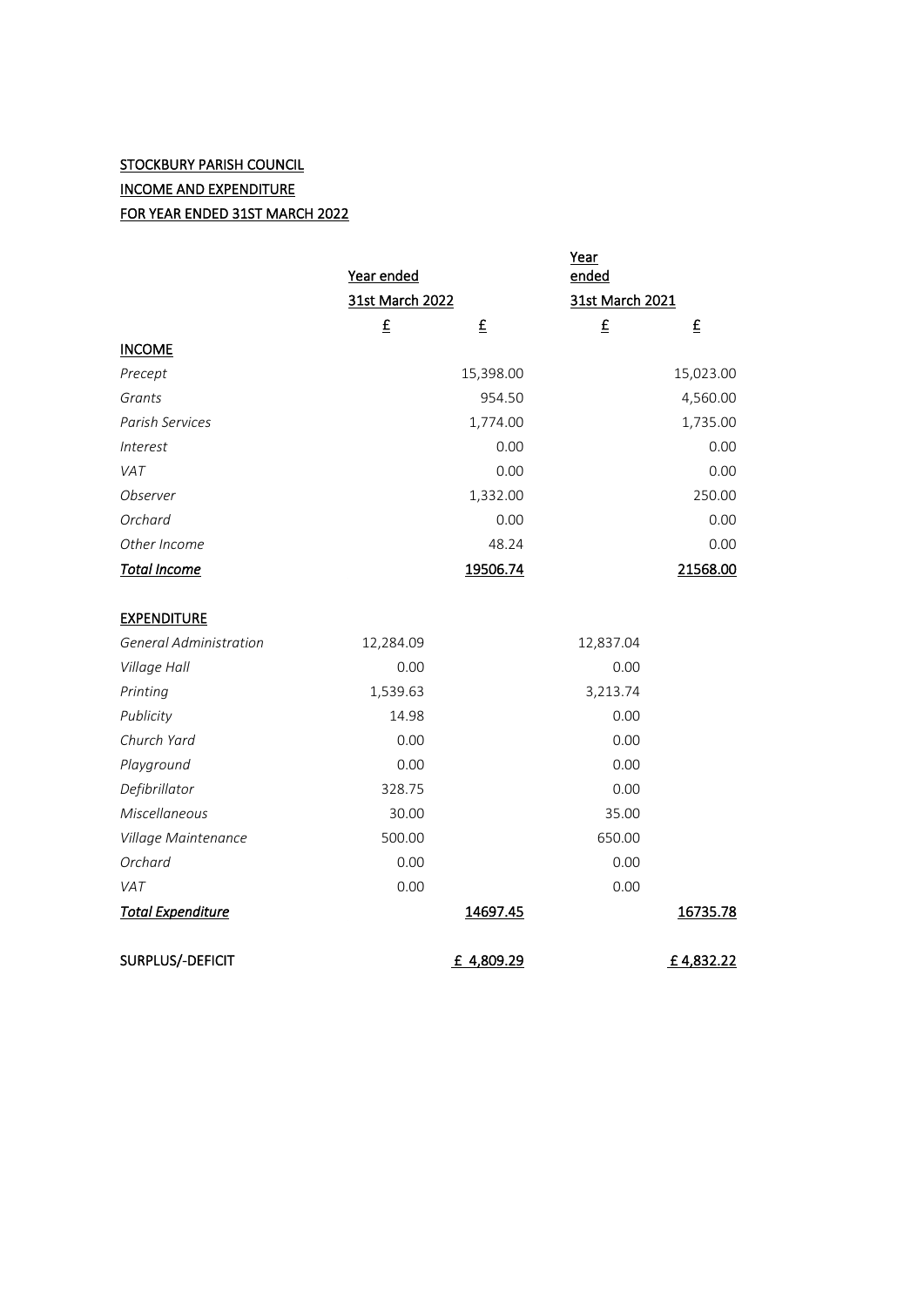STOCKBURY PARISH COUNCIL

INCOME AND EXPENDITURE

FOR YEAR ENDED 31ST MARCH 2022

| | Year ended 31st March 2022 | | Year ended 31st March 2021 | |
|---|---|---|---|---|
| | £ | £ | £ | £ |
| **INCOME** | | | | |
| *Precept* | | 15,398.00 | | 15,023.00 |
| *Grants* | | 954.50 | | 4,560.00 |
| *Parish Services* | | 1,774.00 | | 1,735.00 |
| *Interest* | | 0.00 | | 0.00 |
| *VAT* | | 0.00 | | 0.00 |
| *Observer* | | 1,332.00 | | 250.00 |
| *Orchard* | | 0.00 | | 0.00 |
| *Other Income* | | 48.24 | | 0.00 |
| ***Total Income*** | | 19506.74 | | 21568.00 |
| | | | | |
| **EXPENDITURE** | | | | |
| *General Administration* | 12,284.09 | | 12,837.04 | |
| *Village Hall* | 0.00 | | 0.00 | |
| *Printing* | 1,539.63 | | 3,213.74 | |
| *Publicity* | 14.98 | | 0.00 | |
| *Church Yard* | 0.00 | | 0.00 | |
| *Playground* | 0.00 | | 0.00 | |
| *Defibrillator* | 328.75 | | 0.00 | |
| *Miscellaneous* | 30.00 | | 35.00 | |
| *Village Maintenance* | 500.00 | | 650.00 | |
| *Orchard* | 0.00 | | 0.00 | |
| *VAT* | 0.00 | | 0.00 | |
| ***Total Expenditure*** | | 14697.45 | | 16735.78 |
| | | | | |
| SURPLUS/-DEFICIT | | £ 4,809.29 | | £ 4,832.22 |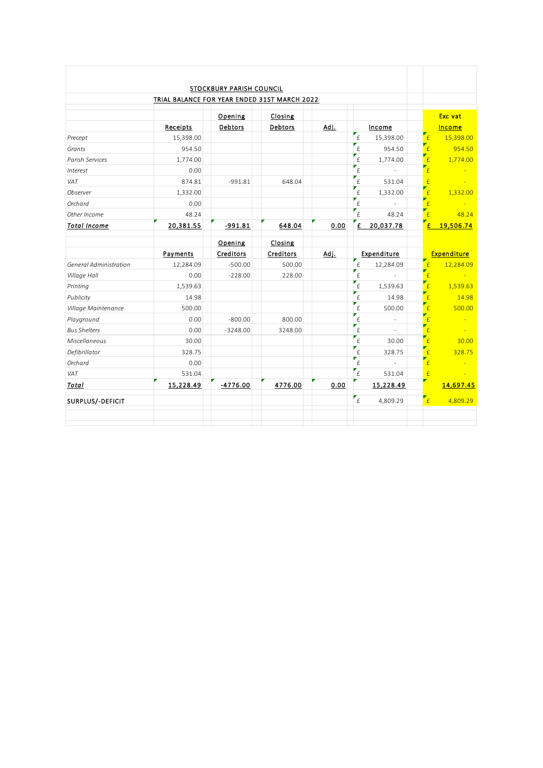**STOCKBURY PARISH COUNCIL**

**TRIAL BALANCE FOR YEAR ENDED 31ST MARCH 2022**

| | Receipts | Opening Debtors | Closing Debtors | Adj. | Income | Exc vat Income |
|---|---|---|---|---|---|---|
| *Precept* | 15,398.00 | | | | £ 15,398.00 | £ 15,398.00 |
| *Grants* | 954.50 | | | | £ 954.50 | £ 954.50 |
| *Parish Services* | 1,774.00 | | | | £ 1,774.00 | £ 1,774.00 |
| *Interest* | 0.00 | | | | £ - | £ - |
| *VAT* | 874.81 | -991.81 | 648.04 | | £ 531.04 | £ - |
| *Observer* | 1,332.00 | | | | £ 1,332.00 | £ 1,332.00 |
| *Orchard* | 0.00 | | | | £ - | £ - |
| *Other Income* | 48.24 | | | | £ 48.24 | £ 48.24 |
| ***Total Income*** | **20,381.55** | **-991.81** | **648.04** | **0.00** | **£ 20,037.78** | **£ 19,506.74** |

| | Payments | Opening Creditors | Closing Creditors | Adj. | Expenditure | Expenditure |
|---|---|---|---|---|---|---|
| *General Administration* | 12,284.09 | -500.00 | 500.00 | | £ 12,284.09 | £ 12,284.09 |
| *Village Hall* | 0.00 | -228.00 | 228.00 | | £ - | £ - |
| *Printing* | 1,539.63 | | | | £ 1,539.63 | £ 1,539.63 |
| *Publicity* | 14.98 | | | | £ 14.98 | £ 14.98 |
| *Village Maintenance* | 500.00 | | | | £ 500.00 | £ 500.00 |
| *Playground* | 0.00 | -800.00 | 800.00 | | £ - | £ - |
| *Bus Shelters* | 0.00 | -3248.00 | 3248.00 | | £ - | £ - |
| *Miscellaneous* | 30.00 | | | | £ 30.00 | £ 30.00 |
| *Defibrillator* | 328.75 | | | | £ 328.75 | £ 328.75 |
| *Orchard* | 0.00 | | | | £ - | £ - |
| *VAT* | 531.04 | | | | £ 531.04 | £ - |
| ***Total*** | **15,228.49** | **-4776.00** | **4776.00** | **0.00** | **15,228.49** | **14,697.45** |
| SURPLUS/-DEFICIT | | | | | £ 4,809.29 | £ 4,809.29 |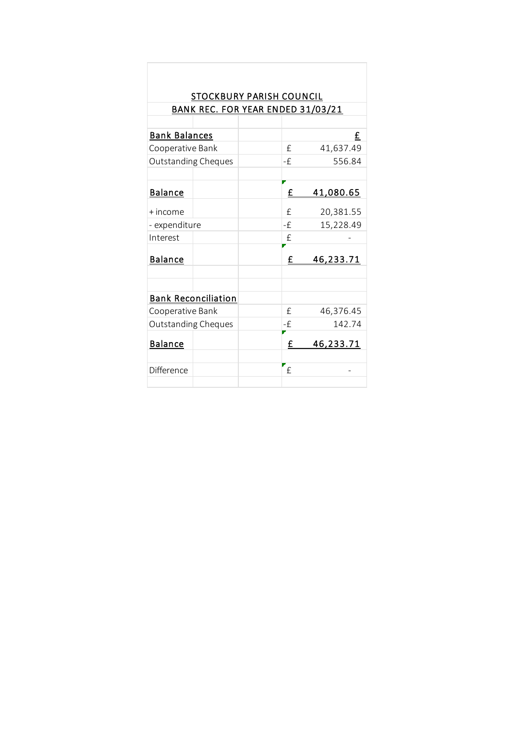STOCKBURY PARISH COUNCIL

BANK REC. FOR YEAR ENDED 31/03/21

| | | |
|---|---|---|
| **Bank Balances** | | **£** |
| Cooperative Bank | £ | 41,637.49 |
| Outstanding Cheques | -£ | 556.84 |
| | | |
| **Balance** | **£** | **41,080.65** |
| + income | £ | 20,381.55 |
| - expenditure | -£ | 15,228.49 |
| Interest | £ | - |
| **Balance** | **£** | **46,233.71** |
| | | |
| **Bank Reconciliation** | | |
| Cooperative Bank | £ | 46,376.45 |
| Outstanding Cheques | -£ | 142.74 |
| **Balance** | **£** | **46,233.71** |
| | | |
| Difference | £ | - |